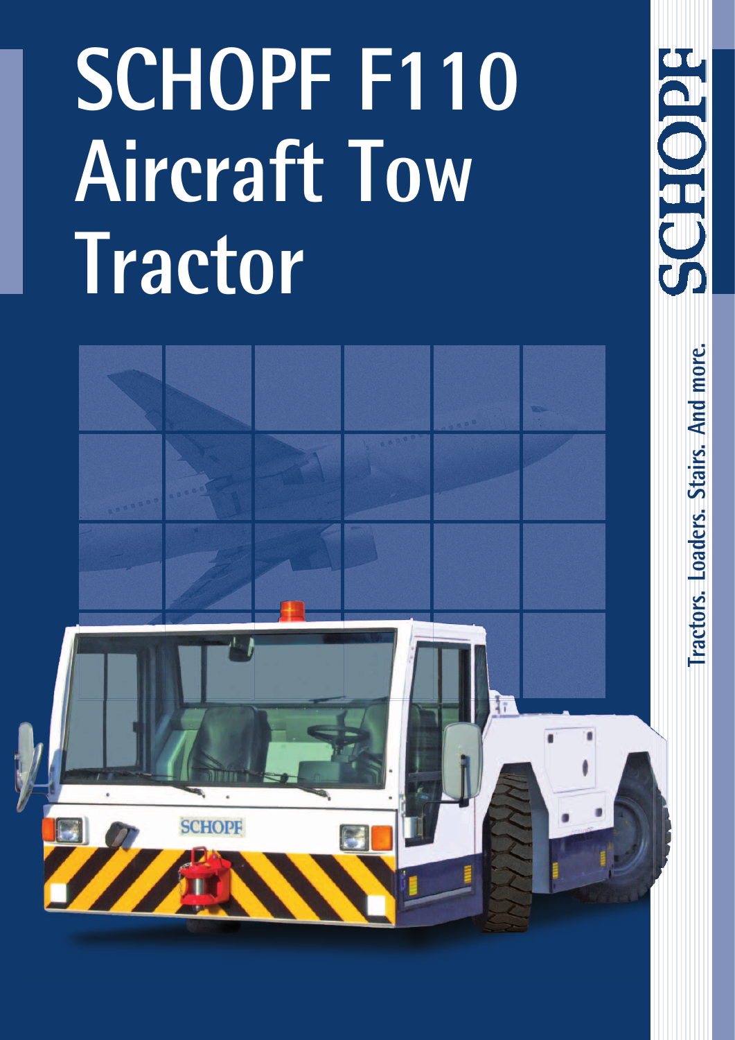# SCHOPF F110 Aircraft Tow Tractor

SCHOPF

Tractors. Loaders. Stairs. And more.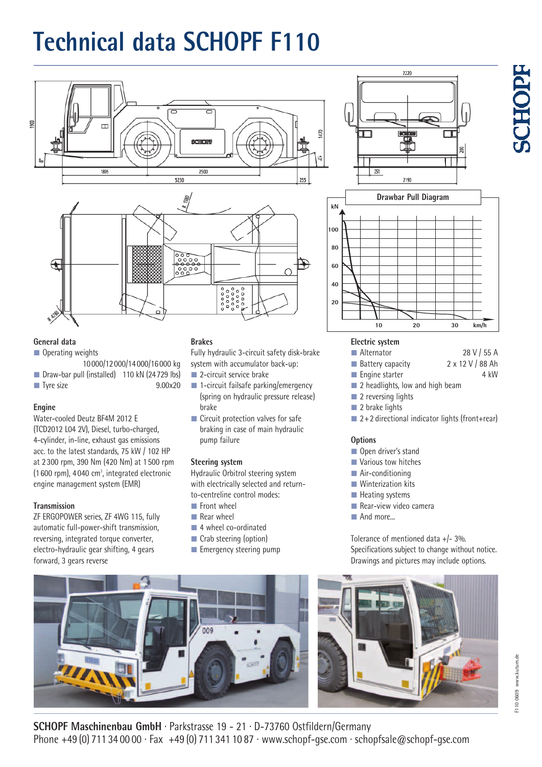# Technical data SCHOPF F110

Drawbar Pull Diagram

kN

100

80

60

40

20

10 20 30 km/h

### General data

- Operating weights 10 000/12 000/14 000/16 000 kg
- Draw-bar pull (installed) 110 kN (24 729 lbs)
- Tyre size 9.00x20

### Engine

Water-cooled Deutz BF4M 2012 E (TCD2012 L04 2V), Diesel, turbo-charged, 4-cylinder, in-line, exhaust gas emissions acc. to the latest standards, 75 kW / 102 HP at 2 300 rpm, 390 Nm (420 Nm) at 1 500 rpm (1 600 rpm), 4 040 cm³, integrated electronic engine management system (EMR)

### Transmission

ZF ERGOPOWER series, ZF 4WG 115, fully automatic full-power-shift transmission, reversing, integrated torque converter, electro-hydraulic gear shifting, 4 gears forward, 3 gears reverse

### Brakes

Fully hydraulic 3-circuit safety disk-brake system with accumulator back-up:

- 2-circuit service brake
- 1-circuit failsafe parking/emergency (spring on hydraulic pressure release) brake
- Circuit protection valves for safe braking in case of main hydraulic pump failure

### Steering system

Hydraulic Orbitrol steering system with electrically selected and return-to-centreline control modes:

- Front wheel
- Rear wheel
- 4 wheel co-ordinated
- Crab steering (option)
- Emergency steering pump

### Electric system

- Alternator 28 V / 55 A
- Battery capacity 2 x 12 V / 88 Ah
- Engine starter 4 kW
- 2 headlights, low and high beam
- 2 reversing lights
- 2 brake lights
- 2+2 directional indicator lights (front+rear)

### Options

- Open driver's stand
- Various tow hitches
- Air-conditioning
- Winterization kits
- Heating systems
- Rear-view video camera
- And more...

Tolerance of mentioned data +/- 3%.
Specifications subject to change without notice.
Drawings and pictures may include options.

**SCHOPF Maschinenbau GmbH** · Parkstrasse 19 - 21 · D-73760 Ostfildern/Germany
Phone +49 (0) 711 34 00 00 · Fax +49 (0) 711 341 10 87 · www.schopf-gse.com · schopfsale@schopf-gse.com